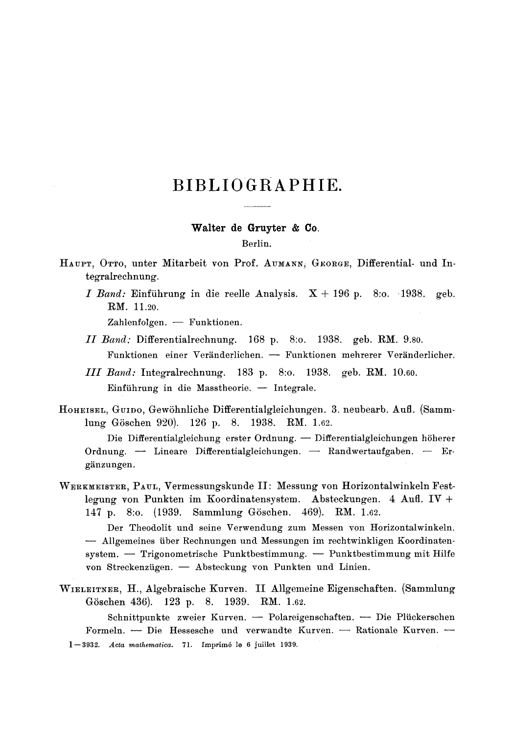# BIBLIOGRAPHIE.

**Walter de Gruyter & Co.**

Berlin.

HAUPT, OTTO, unter Mitarbeit von Prof. AUMANN, GEORGE, Differential- und Integralrechnung.

*I Band:* Einführung in die reelle Analysis. X + 196 p. 8:o. 1938. geb. RM. 11.20.

Zahlenfolgen. — Funktionen.

*II Band:* Differentialrechnung. 168 p. 8:o. 1938. geb. RM. 9.80.

Funktionen einer Veränderlichen. — Funktionen mehrerer Veränderlicher.

*III Band:* Integralrechnung. 183 p. 8:o. 1938. geb. RM. 10.60.

Einführung in die Masstheorie. — Integrale.

HOHEISEL, GUIDO, Gewöhnliche Differentialgleichungen. 3. neubearb. Aufl. (Sammlung Göschen 920). 126 p. 8. 1938. RM. 1.62.

Die Differentialgleichung erster Ordnung. — Differentialgleichungen höherer Ordnung. — Lineare Differentialgleichungen. — Randwertaufgaben. — Ergänzungen.

WERKMEISTER, PAUL, Vermessungskunde II: Messung von Horizontalwinkeln Festlegung von Punkten im Koordinatensystem. Absteckungen. 4 Aufl. IV + 147 p. 8:o. (1939. Sammlung Göschen. 469). RM. 1.62.

Der Theodolit und seine Verwendung zum Messen von Horizontalwinkeln. — Allgemeines über Rechnungen und Messungen im rechtwinkligen Koordinatensystem. — Trigonometrische Punktbestimmung. — Punktbestimmung mit Hilfe von Streckenzügen. — Absteckung von Punkten und Linien.

WIELEITNER, H., Algebraische Kurven. II Allgemeine Eigenschaften. (Sammlung Göschen 436). 123 p. 8. 1939. RM. 1.62.

Schnittpunkte zweier Kurven. — Polareigenschaften. — Die Plückerschen Formeln. — Die Hessesche und verwandte Kurven. — Rationale Kurven. —

1—3932. *Acta mathematica.* 71. Imprimé le 6 juillet 1939.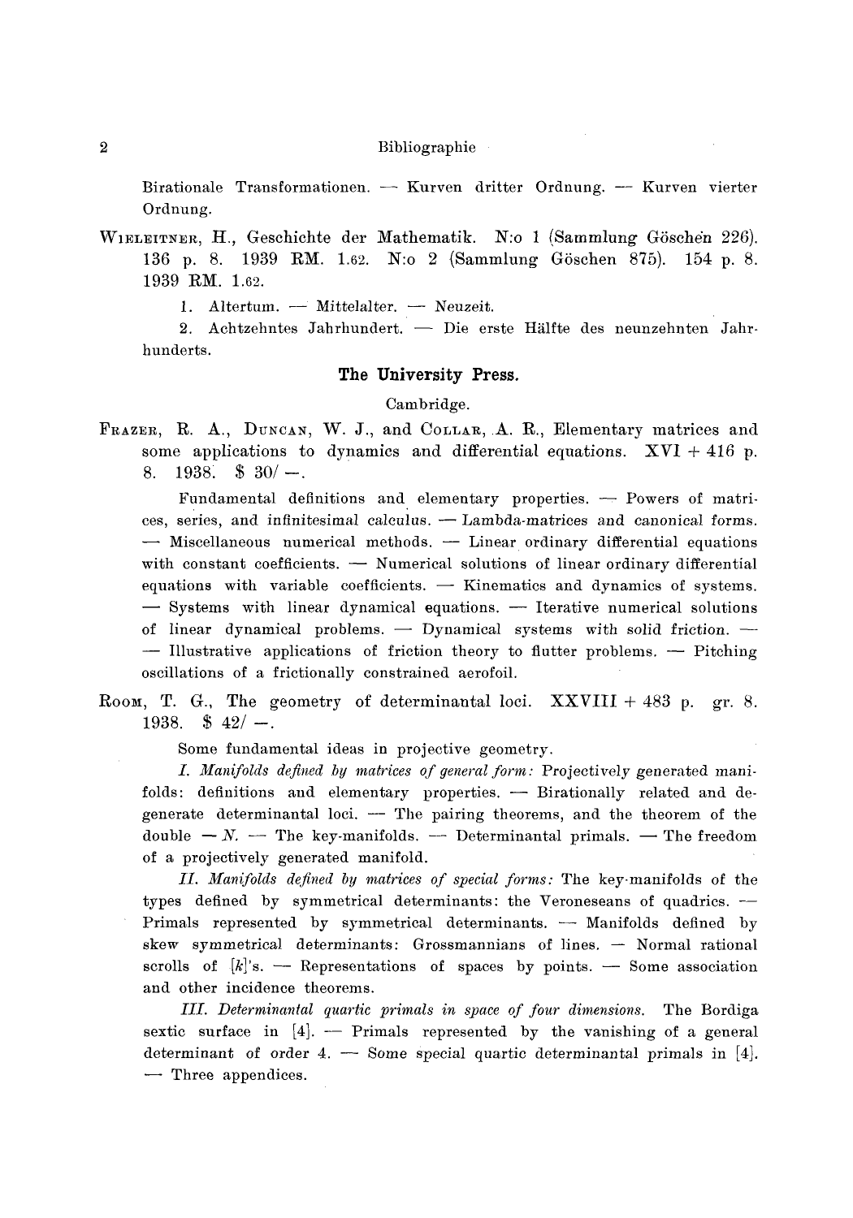Birationale Transformationen. — Kurven dritter Ordnung. — Kurven vierter Ordnung.

WIELEITNER, H., Geschichte der Mathematik. N:o 1 (Sammlung Göschen 226). 136 p. 8. 1939 RM. 1.62. N:o 2 (Sammlung Göschen 875). 154 p. 8. 1939 RM. 1.62.

1. Altertum. — Mittelalter. — Neuzeit.

2. Achtzehntes Jahrhundert. — Die erste Hälfte des neunzehnten Jahrhunderts.

### The University Press.

Cambridge.

FRAZER, R. A., DUNCAN, W. J., and COLLAR, A. R., Elementary matrices and some applications to dynamics and differential equations. XVI + 416 p. 8. 1938. $ 30/ —.

Fundamental definitions and elementary properties. — Powers of matrices, series, and infinitesimal calculus. — Lambda-matrices and canonical forms. — Miscellaneous numerical methods. — Linear ordinary differential equations with constant coefficients. — Numerical solutions of linear ordinary differential equations with variable coefficients. — Kinematics and dynamics of systems. — Systems with linear dynamical equations. — Iterative numerical solutions of linear dynamical problems. — Dynamical systems with solid friction. — — Illustrative applications of friction theory to flutter problems. — Pitching oscillations of a frictionally constrained aerofoil.

ROOM, T. G., The geometry of determinantal loci. XXVIII + 483 p. gr. 8. 1938. $ 42/ —.

Some fundamental ideas in projective geometry.

*I. Manifolds defined by matrices of general form:* Projectively generated manifolds: definitions and elementary properties. — Birationally related and degenerate determinantal loci. — The pairing theorems, and the theorem of the double — $N$. — The key-manifolds. — Determinantal primals. — The freedom of a projectively generated manifold.

*II. Manifolds defined by matrices of special forms:* The key-manifolds of the types defined by symmetrical determinants: the Veroneseans of quadrics. — Primals represented by symmetrical determinants. — Manifolds defined by skew symmetrical determinants: Grossmannians of lines. — Normal rational scrolls of $[k]$'s. — Representations of spaces by points. — Some association and other incidence theorems.

*III. Determinantal quartic primals in space of four dimensions.* The Bordiga sextic surface in [4]. — Primals represented by the vanishing of a general determinant of order 4. — Some special quartic determinantal primals in [4]. — Three appendices.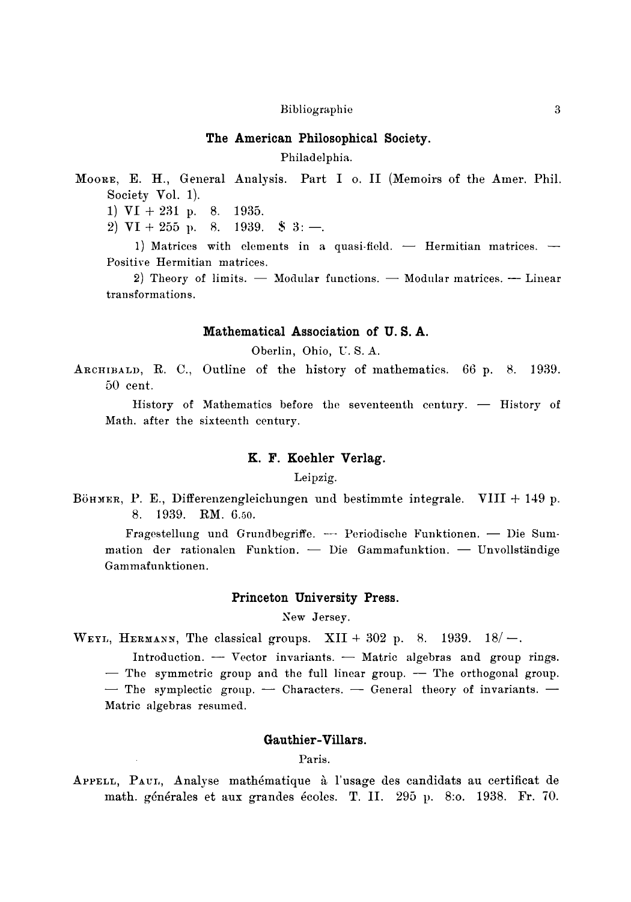### The American Philosophical Society.

Philadelphia.

MOORE, E. H., General Analysis. Part I o. II (Memoirs of the Amer. Phil. Society Vol. 1).

1) VI + 231 p. 8. 1935.

2) VI + 255 p. 8. 1939. $ 3: —.

1) Matrices with elements in a quasi-field. — Hermitian matrices. — Positive Hermitian matrices.

2) Theory of limits. — Modular functions. — Modular matrices. — Linear transformations.

### Mathematical Association of U. S. A.

Oberlin, Ohio, U. S. A.

ARCHIBALD, R. C., Outline of the history of mathematics. 66 p. 8. 1939. 50 cent.

History of Mathematics before the seventeenth century. — History of Math. after the sixteenth century.

### K. F. Koehler Verlag.

Leipzig.

BÖHMER, P. E., Differenzengleichungen und bestimmte integrale. VIII + 149 p. 8. 1939. RM. 6.50.

Fragestellung und Grundbegriffe. — Periodische Funktionen. — Die Summation der rationalen Funktion. — Die Gammafunktion. — Unvollständige Gammafunktionen.

### Princeton University Press.

New Jersey.

WEYL, HERMANN, The classical groups. XII + 302 p. 8. 1939. 18/—.

Introduction. — Vector invariants. — Matric algebras and group rings. — The symmetric group and the full linear group. — The orthogonal group. — The symplectic group. — Characters. — General theory of invariants. — Matric algebras resumed.

### Gauthier-Villars.

Paris.

APPELL, PAUL, Analyse mathématique à l'usage des candidats au certificat de math. générales et aux grandes écoles. T. II. 295 p. 8:o. 1938. Fr. 70.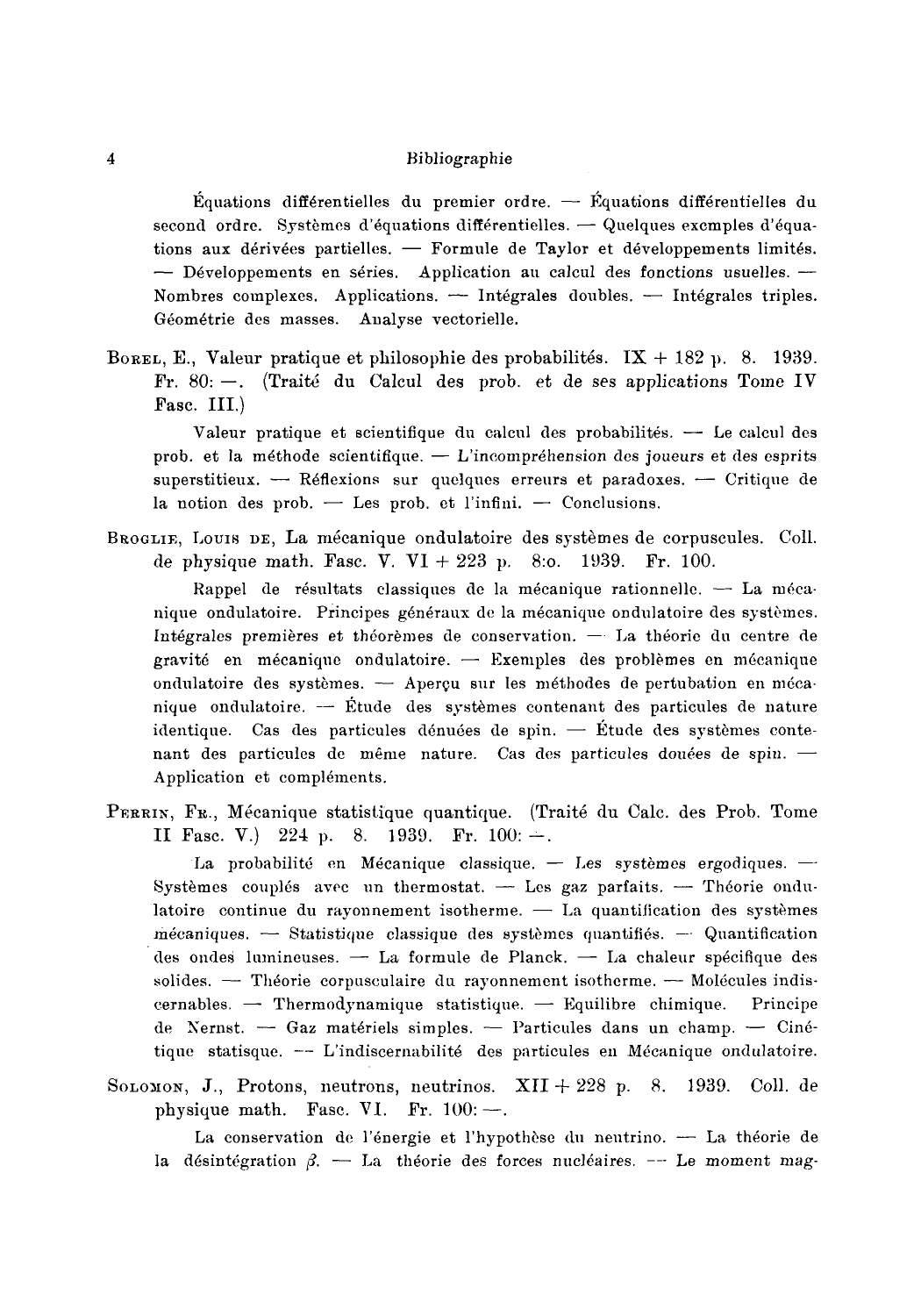Équations différentielles du premier ordre. — Équations différentielles du second ordre. Systèmes d'équations différentielles. — Quelques exemples d'équations aux dérivées partielles. — Formule de Taylor et développements limités. — Développements en séries. Application au calcul des fonctions usuelles. — Nombres complexes. Applications. — Intégrales doubles. — Intégrales triples. Géométrie des masses. Analyse vectorielle.

BOREL, E., Valeur pratique et philosophie des probabilités. IX + 182 p. 8. 1939. Fr. 80: —. (Traité du Calcul des prob. et de ses applications Tome IV Fasc. III.)

Valeur pratique et scientifique du calcul des probabilités. — Le calcul des prob. et la méthode scientifique. — L'incompréhension des joueurs et des esprits superstitieux. — Réflexions sur quelques erreurs et paradoxes. — Critique de la notion des prob. — Les prob. et l'infini. — Conclusions.

BROGLIE, LOUIS DE, La mécanique ondulatoire des systèmes de corpuscules. Coll. de physique math. Fasc. V. VI + 223 p. 8:o. 1939. Fr. 100.

Rappel de résultats classiques de la mécanique rationnelle. — La mécanique ondulatoire. Principes généraux de la mécanique ondulatoire des systèmes. Intégrales premières et théorèmes de conservation. — La théorie du centre de gravité en mécanique ondulatoire. — Exemples des problèmes en mécanique ondulatoire des systèmes. — Aperçu sur les méthodes de pertubation en mécanique ondulatoire. — Étude des systèmes contenant des particules de nature identique. Cas des particules dénuées de spin. — Étude des systèmes contenant des particules de même nature. Cas des particules douées de spin. — Application et compléments.

PERRIN, FR., Mécanique statistique quantique. (Traité du Calc. des Prob. Tome II Fasc. V.) 224 p. 8. 1939. Fr. 100: —.

La probabilité en Mécanique classique. — Les systèmes ergodiques. — Systèmes couplés avec un thermostat. — Les gaz parfaits. — Théorie ondulatoire continue du rayonnement isotherme. — La quantification des systèmes mécaniques. — Statistique classique des systèmes quantifiés. — Quantification des ondes lumineuses. — La formule de Planck. — La chaleur spécifique des solides. — Théorie corpusculaire du rayonnement isotherme. — Molécules indiscernables. — Thermodynamique statistique. — Equilibre chimique. Principe de Nernst. — Gaz matériels simples. — Particules dans un champ. — Cinétique statisque. — L'indiscernabilité des particules en Mécanique ondulatoire.

SOLOMON, J., Protons, neutrons, neutrinos. XII + 228 p. 8. 1939. Coll. de physique math. Fasc. VI. Fr. 100: —.

La conservation de l'énergie et l'hypothèse du neutrino. — La théorie de la désintégration $\beta$. — La théorie des forces nucléaires. — Le moment mag-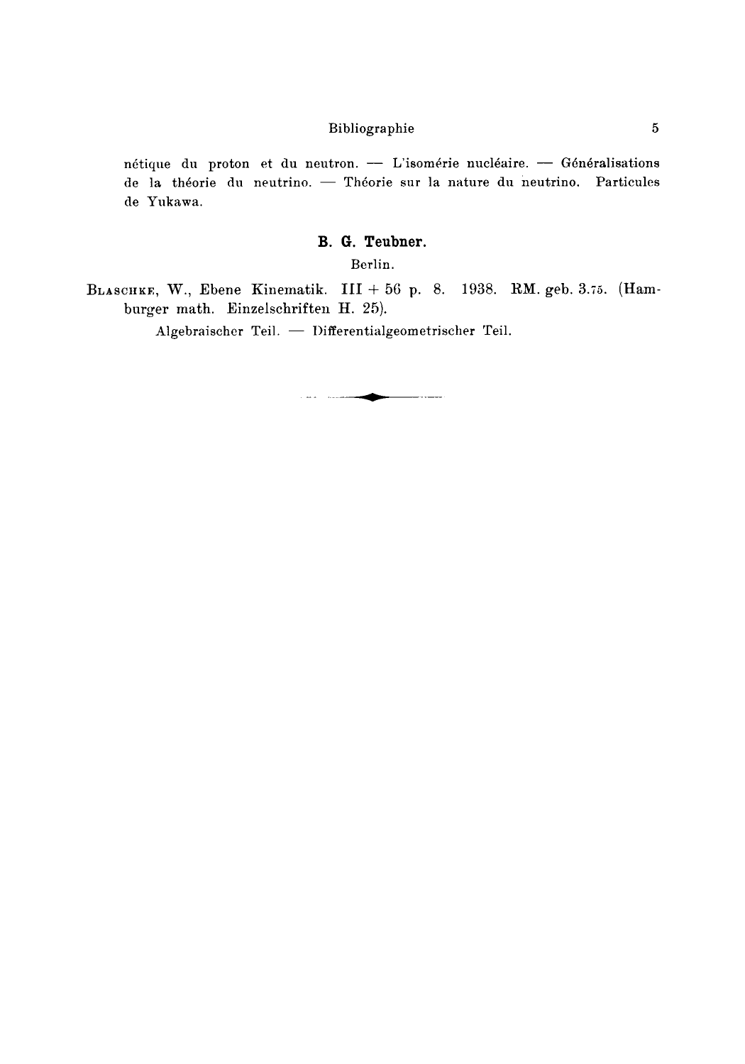nétique du proton et du neutron. — L'isomérie nucléaire. — Généralisations de la théorie du neutrino. — Théorie sur la nature du neutrino. Particules de Yukawa.

## B. G. Teubner.

Berlin.

BLASCHKE, W., Ebene Kinematik. III + 56 p. 8. 1938. RM. geb. 3.75. (Hamburger math. Einzelschriften H. 25).

Algebraischer Teil. — Differentialgeometrischer Teil.